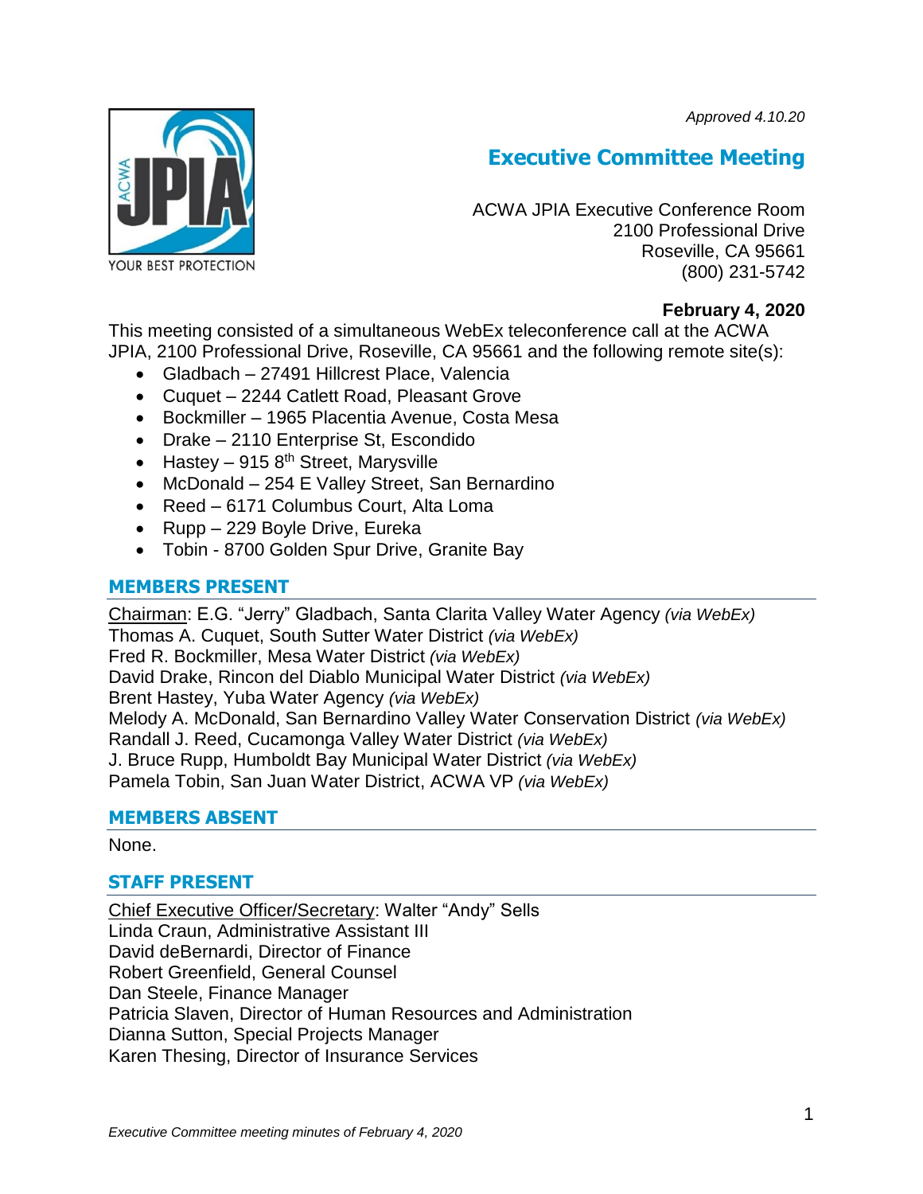*Approved 4.10.20*

# Executive Committee Meeting

ACWA JPIA Executive Conference Room
2100 Professional Drive
Roseville, CA 95661
(800) 231-5742

**February 4, 2020**

This meeting consisted of a simultaneous WebEx teleconference call at the ACWA JPIA, 2100 Professional Drive, Roseville, CA 95661 and the following remote site(s):

- Gladbach – 27491 Hillcrest Place, Valencia
- Cuquet – 2244 Catlett Road, Pleasant Grove
- Bockmiller – 1965 Placentia Avenue, Costa Mesa
- Drake – 2110 Enterprise St, Escondido
- Hastey – 915 8th Street, Marysville
- McDonald – 254 E Valley Street, San Bernardino
- Reed – 6171 Columbus Court, Alta Loma
- Rupp – 229 Boyle Drive, Eureka
- Tobin - 8700 Golden Spur Drive, Granite Bay

## MEMBERS PRESENT

Chairman: E.G. "Jerry" Gladbach, Santa Clarita Valley Water Agency *(via WebEx)*
Thomas A. Cuquet, South Sutter Water District *(via WebEx)*
Fred R. Bockmiller, Mesa Water District *(via WebEx)*
David Drake, Rincon del Diablo Municipal Water District *(via WebEx)*
Brent Hastey, Yuba Water Agency *(via WebEx)*
Melody A. McDonald, San Bernardino Valley Water Conservation District *(via WebEx)*
Randall J. Reed, Cucamonga Valley Water District *(via WebEx)*
J. Bruce Rupp, Humboldt Bay Municipal Water District *(via WebEx)*
Pamela Tobin, San Juan Water District, ACWA VP *(via WebEx)*

## MEMBERS ABSENT

None.

## STAFF PRESENT

Chief Executive Officer/Secretary: Walter "Andy" Sells
Linda Craun, Administrative Assistant III
David deBernardi, Director of Finance
Robert Greenfield, General Counsel
Dan Steele, Finance Manager
Patricia Slaven, Director of Human Resources and Administration
Dianna Sutton, Special Projects Manager
Karen Thesing, Director of Insurance Services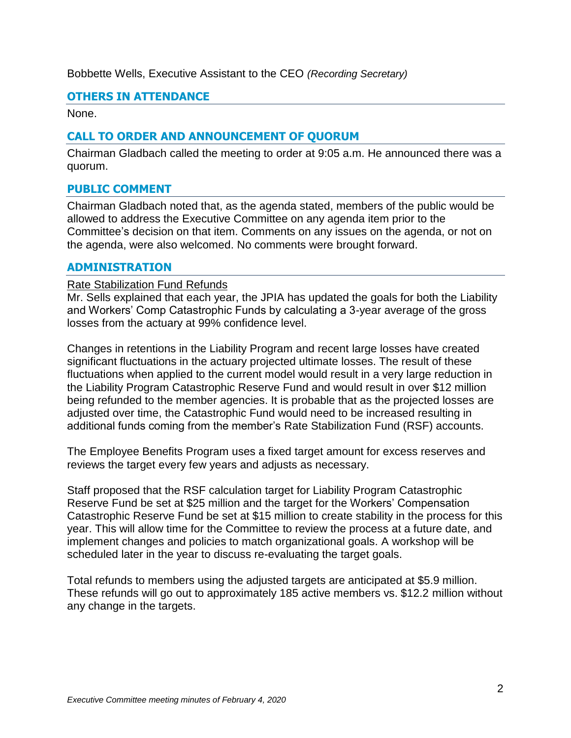Bobbette Wells, Executive Assistant to the CEO *(Recording Secretary)*

## OTHERS IN ATTENDANCE

None.

## CALL TO ORDER AND ANNOUNCEMENT OF QUORUM

Chairman Gladbach called the meeting to order at 9:05 a.m. He announced there was a quorum.

## PUBLIC COMMENT

Chairman Gladbach noted that, as the agenda stated, members of the public would be allowed to address the Executive Committee on any agenda item prior to the Committee's decision on that item. Comments on any issues on the agenda, or not on the agenda, were also welcomed. No comments were brought forward.

## ADMINISTRATION

Rate Stabilization Fund Refunds

Mr. Sells explained that each year, the JPIA has updated the goals for both the Liability and Workers' Comp Catastrophic Funds by calculating a 3-year average of the gross losses from the actuary at 99% confidence level.

Changes in retentions in the Liability Program and recent large losses have created significant fluctuations in the actuary projected ultimate losses. The result of these fluctuations when applied to the current model would result in a very large reduction in the Liability Program Catastrophic Reserve Fund and would result in over $12 million being refunded to the member agencies. It is probable that as the projected losses are adjusted over time, the Catastrophic Fund would need to be increased resulting in additional funds coming from the member's Rate Stabilization Fund (RSF) accounts.

The Employee Benefits Program uses a fixed target amount for excess reserves and reviews the target every few years and adjusts as necessary.

Staff proposed that the RSF calculation target for Liability Program Catastrophic Reserve Fund be set at $25 million and the target for the Workers' Compensation Catastrophic Reserve Fund be set at $15 million to create stability in the process for this year. This will allow time for the Committee to review the process at a future date, and implement changes and policies to match organizational goals. A workshop will be scheduled later in the year to discuss re-evaluating the target goals.

Total refunds to members using the adjusted targets are anticipated at $5.9 million. These refunds will go out to approximately 185 active members vs. $12.2 million without any change in the targets.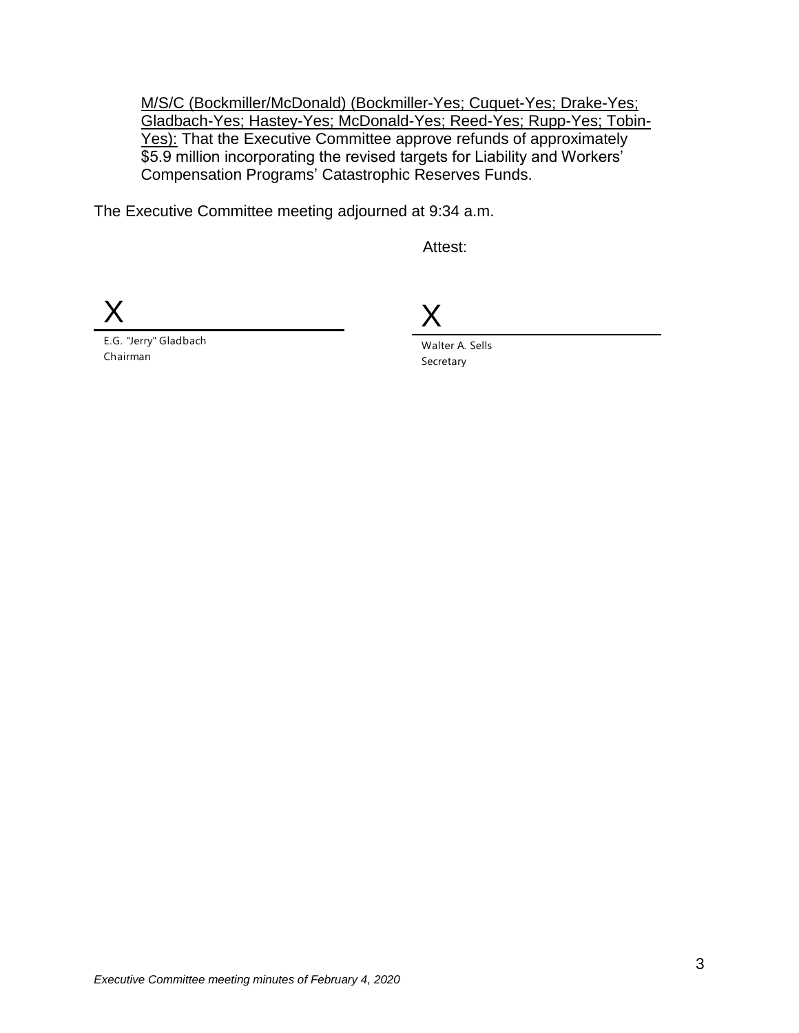M/S/C (Bockmiller/McDonald) (Bockmiller-Yes; Cuquet-Yes; Drake-Yes; Gladbach-Yes; Hastey-Yes; McDonald-Yes; Reed-Yes; Rupp-Yes; Tobin-Yes): That the Executive Committee approve refunds of approximately $5.9 million incorporating the revised targets for Liability and Workers' Compensation Programs' Catastrophic Reserves Funds.

The Executive Committee meeting adjourned at 9:34 a.m.

Attest:

X

E.G. "Jerry" Gladbach
Chairman

X

Walter A. Sells
Secretary

*Executive Committee meeting minutes of February 4, 2020*